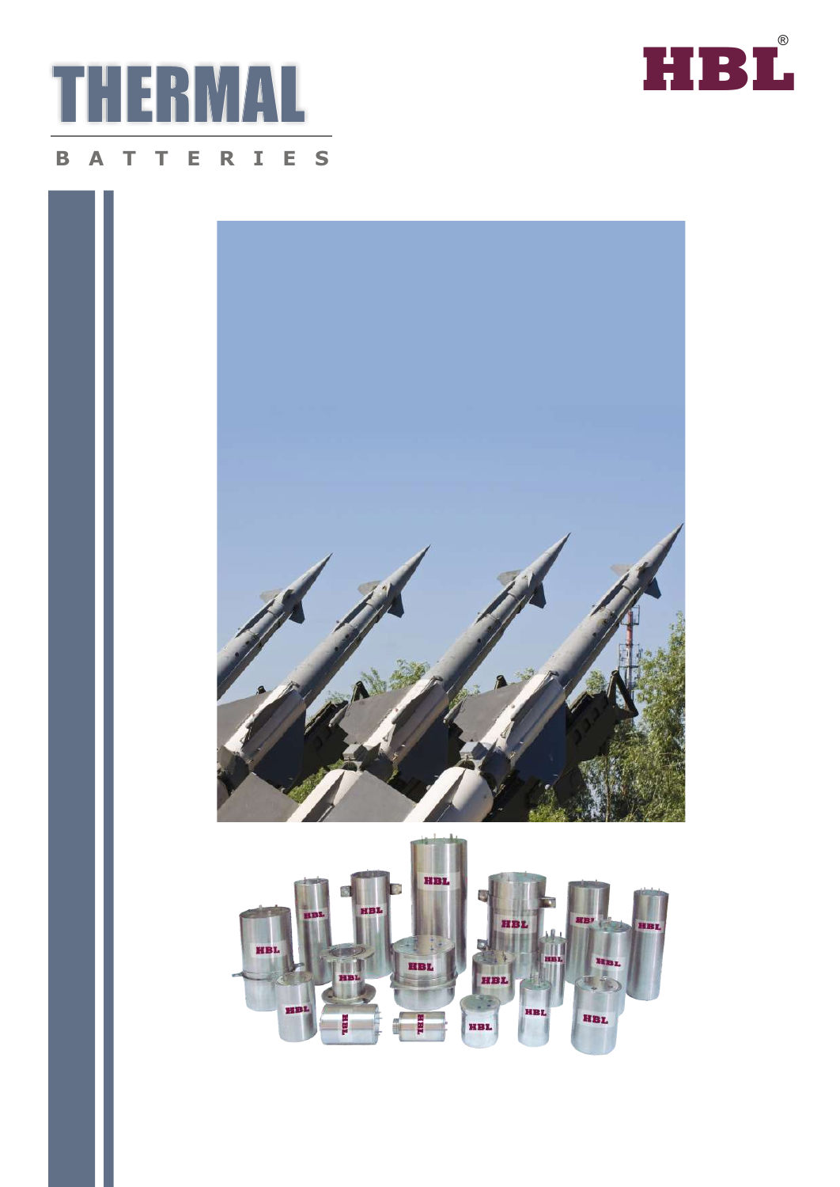# THERMAL

## BATTERIES

HBL®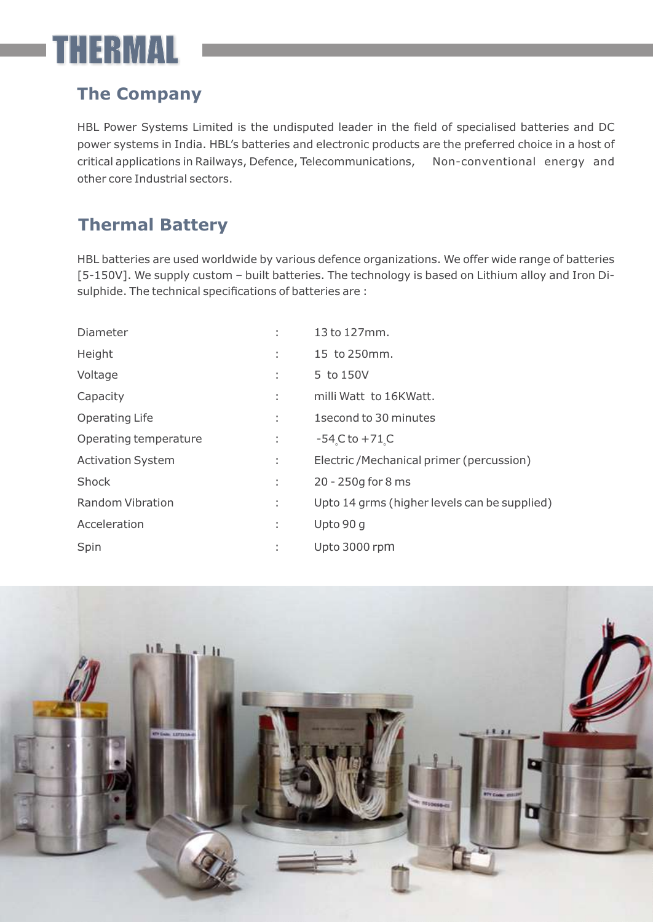# THERMAL

## The Company

HBL Power Systems Limited is the undisputed leader in the field of specialised batteries and DC power systems in India. HBL's batteries and electronic products are the preferred choice in a host of critical applications in Railways, Defence, Telecommunications, Non-conventional energy and other core Industrial sectors.

## Thermal Battery

HBL batteries are used worldwide by various defence organizations. We offer wide range of batteries [5-150V]. We supply custom – built batteries. The technology is based on Lithium alloy and Iron Di-sulphide. The technical specifications of batteries are :

| | | |
|---|---|---|
| Diameter | : | 13 to 127mm. |
| Height | : | 15 to 250mm. |
| Voltage | : | 5 to 150V |
| Capacity | : | milli Watt to 16KWatt. |
| Operating Life | : | 1second to 30 minutes |
| Operating temperature | : | -54°C to +71°C |
| Activation System | : | Electric /Mechanical primer (percussion) |
| Shock | : | 20 - 250g for 8 ms |
| Random Vibration | : | Upto 14 grms (higher levels can be supplied) |
| Acceleration | : | Upto 90 g |
| Spin | : | Upto 3000 rpm |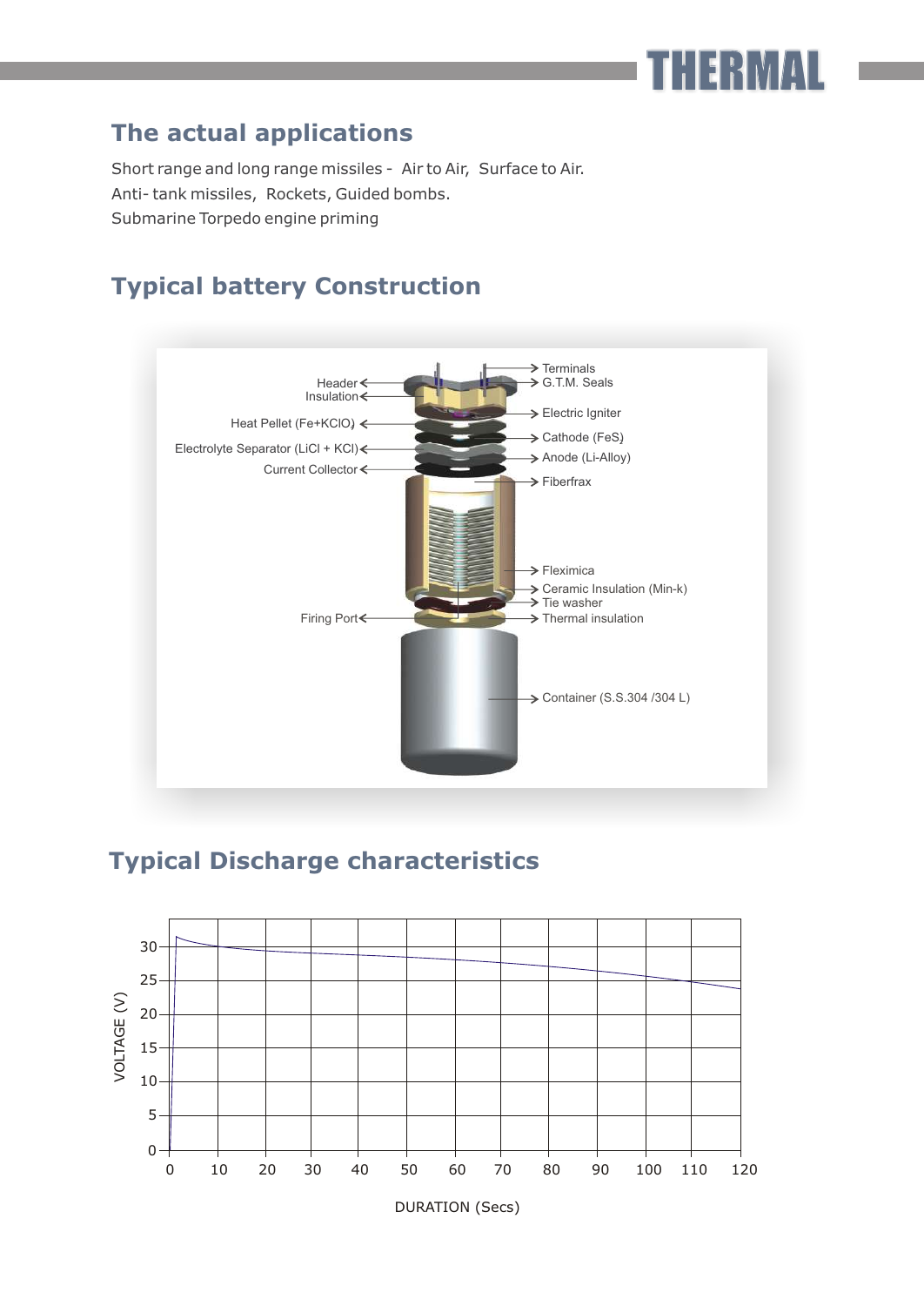## The actual applications

Short range and long range missiles - Air to Air, Surface to Air.
Anti- tank missiles, Rockets, Guided bombs.
Submarine Torpedo engine priming

## Typical battery Construction

Header
Insulation
Heat Pellet (Fe+KClO)
Electrolyte Separator (LiCl + KCl)
Current Collector
Firing Port
Terminals
G.T.M. Seals
Electric Igniter
Cathode (FeS)
Anode (Li-Alloy)
Fiberfrax
Fleximica
Ceramic Insulation (Min-k)
Tie washer
Thermal insulation
Container (S.S.304 /304 L)

## Typical Discharge characteristics

VOLTAGE (V)

DURATION (Secs)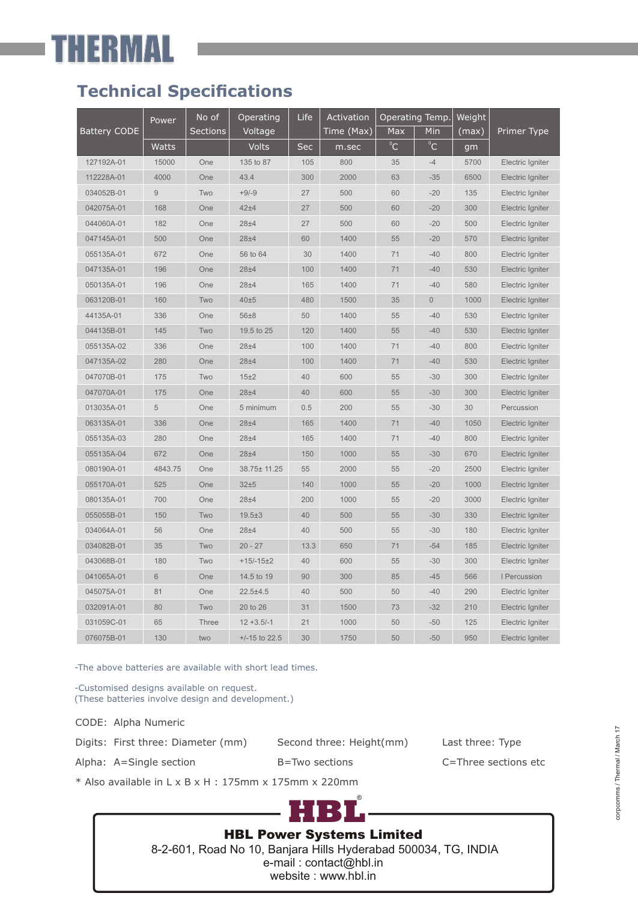# THERMAL

## Technical Specifications

| Battery CODE | Power | No of Sections | Operating Voltage | Life | Activation Time (Max) | Operating Temp. | | Weight (max) | Primer Type |
|---|---|---|---|---|---|---|---|---|---|
| | | | | | | Max | Min | | |
| | Watts | | Volts | Sec | m.sec | °C | °C | gm | |
| 127192A-01 | 15000 | One | 135 to 87 | 105 | 800 | 35 | -4 | 5700 | Electric Igniter |
| 112228A-01 | 4000 | One | 43.4 | 300 | 2000 | 63 | -35 | 6500 | Electric Igniter |
| 034052B-01 | 9 | Two | +9/-9 | 27 | 500 | 60 | -20 | 135 | Electric Igniter |
| 042075A-01 | 168 | One | 42±4 | 27 | 500 | 60 | -20 | 300 | Electric Igniter |
| 044060A-01 | 182 | One | 28±4 | 27 | 500 | 60 | -20 | 500 | Electric Igniter |
| 047145A-01 | 500 | One | 28±4 | 60 | 1400 | 55 | -20 | 570 | Electric Igniter |
| 055135A-01 | 672 | One | 56 to 64 | 30 | 1400 | 71 | -40 | 800 | Electric Igniter |
| 047135A-01 | 196 | One | 28±4 | 100 | 1400 | 71 | -40 | 530 | Electric Igniter |
| 050135A-01 | 196 | One | 28±4 | 165 | 1400 | 71 | -40 | 580 | Electric Igniter |
| 063120B-01 | 160 | Two | 40±5 | 480 | 1500 | 35 | 0 | 1000 | Electric Igniter |
| 44135A-01 | 336 | One | 56±8 | 50 | 1400 | 55 | -40 | 530 | Electric Igniter |
| 044135B-01 | 145 | Two | 19.5 to 25 | 120 | 1400 | 55 | -40 | 530 | Electric Igniter |
| 055135A-02 | 336 | One | 28±4 | 100 | 1400 | 71 | -40 | 800 | Electric Igniter |
| 047135A-02 | 280 | One | 28±4 | 100 | 1400 | 71 | -40 | 530 | Electric Igniter |
| 047070B-01 | 175 | Two | 15±2 | 40 | 600 | 55 | -30 | 300 | Electric Igniter |
| 047070A-01 | 175 | One | 28±4 | 40 | 600 | 55 | -30 | 300 | Electric Igniter |
| 013035A-01 | 5 | One | 5 minimum | 0.5 | 200 | 55 | -30 | 30 | Percussion |
| 063135A-01 | 336 | One | 28±4 | 165 | 1400 | 71 | -40 | 1050 | Electric Igniter |
| 055135A-03 | 280 | One | 28±4 | 165 | 1400 | 71 | -40 | 800 | Electric Igniter |
| 055135A-04 | 672 | One | 28±4 | 150 | 1000 | 55 | -30 | 670 | Electric Igniter |
| 080190A-01 | 4843.75 | One | 38.75± 11.25 | 55 | 2000 | 55 | -20 | 2500 | Electric Igniter |
| 055170A-01 | 525 | One | 32±5 | 140 | 1000 | 55 | -20 | 1000 | Electric Igniter |
| 080135A-01 | 700 | One | 28±4 | 200 | 1000 | 55 | -20 | 3000 | Electric Igniter |
| 055055B-01 | 150 | Two | 19.5±3 | 40 | 500 | 55 | -30 | 330 | Electric Igniter |
| 034064A-01 | 56 | One | 28±4 | 40 | 500 | 55 | -30 | 180 | Electric Igniter |
| 034082B-01 | 35 | Two | 20 - 27 | 13.3 | 650 | 71 | -54 | 185 | Electric Igniter |
| 043068B-01 | 180 | Two | +15/-15±2 | 40 | 600 | 55 | -30 | 300 | Electric Igniter |
| 041065A-01 | 6 | One | 14.5 to 19 | 90 | 300 | 85 | -45 | 566 | I Percussion |
| 045075A-01 | 81 | One | 22.5±4.5 | 40 | 500 | 50 | -40 | 290 | Electric Igniter |
| 032091A-01 | 80 | Two | 20 to 26 | 31 | 1500 | 73 | -32 | 210 | Electric Igniter |
| 031059C-01 | 65 | Three | 12 +3.5/-1 | 21 | 1000 | 50 | -50 | 125 | Electric Igniter |
| 076075B-01 | 130 | two | +/-15 to 22.5 | 30 | 1750 | 50 | -50 | 950 | Electric Igniter |

-The above batteries are available with short lead times.

-Customised designs available on request.
(These batteries involve design and development.)

CODE: Alpha Numeric

Digits: First three: Diameter (mm) Second three: Height(mm) Last three: Type

Alpha: A=Single section B=Two sections C=Three sections etc

* Also available in L x B x H : 175mm x 175mm x 220mm

HBL®

**HBL Power Systems Limited**
8-2-601, Road No 10, Banjara Hills Hyderabad 500034, TG, INDIA
e-mail : contact@hbl.in
website : www.hbl.in

corpcomms / Thermal / March 17